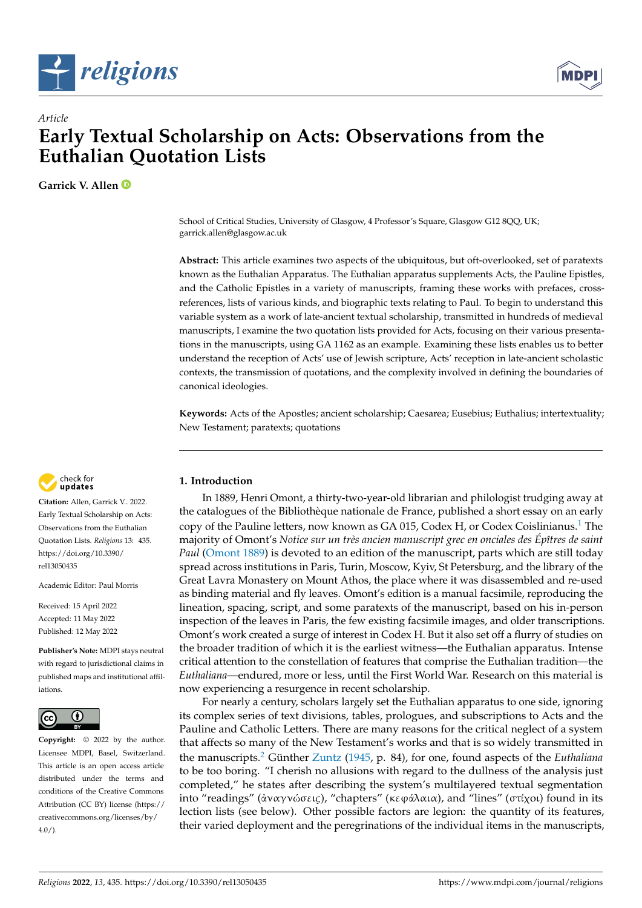*Article*

# Early Textual Scholarship on Acts: Observations from the Euthalian Quotation Lists

**Garrick V. Allen**

School of Critical Studies, University of Glasgow, 4 Professor's Square, Glasgow G12 8QQ, UK; garrick.allen@glasgow.ac.uk

**Abstract:** This article examines two aspects of the ubiquitous, but oft-overlooked, set of paratexts known as the Euthalian Apparatus. The Euthalian apparatus supplements Acts, the Pauline Epistles, and the Catholic Epistles in a variety of manuscripts, framing these works with prefaces, cross-references, lists of various kinds, and biographic texts relating to Paul. To begin to understand this variable system as a work of late-ancient textual scholarship, transmitted in hundreds of medieval manuscripts, I examine the two quotation lists provided for Acts, focusing on their various presentations in the manuscripts, using GA 1162 as an example. Examining these lists enables us to better understand the reception of Acts' use of Jewish scripture, Acts' reception in late-ancient scholastic contexts, the transmission of quotations, and the complexity involved in defining the boundaries of canonical ideologies.

**Keywords:** Acts of the Apostles; ancient scholarship; Caesarea; Eusebius; Euthalius; intertextuality; New Testament; paratexts; quotations

**Citation:** Allen, Garrick V.. 2022. Early Textual Scholarship on Acts: Observations from the Euthalian Quotation Lists. *Religions* 13: 435. https://doi.org/10.3390/rel13050435

Academic Editor: Paul Morris

Received: 15 April 2022
Accepted: 11 May 2022
Published: 12 May 2022

**Publisher's Note:** MDPI stays neutral with regard to jurisdictional claims in published maps and institutional affiliations.

**Copyright:** © 2022 by the author. Licensee MDPI, Basel, Switzerland. This article is an open access article distributed under the terms and conditions of the Creative Commons Attribution (CC BY) license (https://creativecommons.org/licenses/by/4.0/).

## 1. Introduction

In 1889, Henri Omont, a thirty-two-year-old librarian and philologist trudging away at the catalogues of the Bibliothèque nationale de France, published a short essay on an early copy of the Pauline letters, now known as GA 015, Codex H, or Codex Coislinianus.[1] The majority of Omont's *Notice sur un très ancien manuscript grec en onciales des Épîtres de saint Paul* (Omont 1889) is devoted to an edition of the manuscript, parts which are still today spread across institutions in Paris, Turin, Moscow, Kyiv, St Petersburg, and the library of the Great Lavra Monastery on Mount Athos, the place where it was disassembled and re-used as binding material and fly leaves. Omont's edition is a manual facsimile, reproducing the lineation, spacing, script, and some paratexts of the manuscript, based on his in-person inspection of the leaves in Paris, the few existing facsimile images, and older transcriptions. Omont's work created a surge of interest in Codex H. But it also set off a flurry of studies on the broader tradition of which it is the earliest witness—the Euthalian apparatus. Intense critical attention to the constellation of features that comprise the Euthalian tradition—the *Euthaliana*—endured, more or less, until the First World War. Research on this material is now experiencing a resurgence in recent scholarship.

For nearly a century, scholars largely set the Euthalian apparatus to one side, ignoring its complex series of text divisions, tables, prologues, and subscriptions to Acts and the Pauline and Catholic Letters. There are many reasons for the critical neglect of a system that affects so many of the New Testament's works and that is so widely transmitted in the manuscripts.[2] Günther Zuntz (1945, p. 84), for one, found aspects of the *Euthaliana* to be too boring. "I cherish no allusions with regard to the dullness of the analysis just completed," he states after describing the system's multilayered textual segmentation into "readings" (ἀναγνώσεις), "chapters" (κεφάλαια), and "lines" (στίχοι) found in its lection lists (see below). Other possible factors are legion: the quantity of its features, their varied deployment and the peregrinations of the individual items in the manuscripts,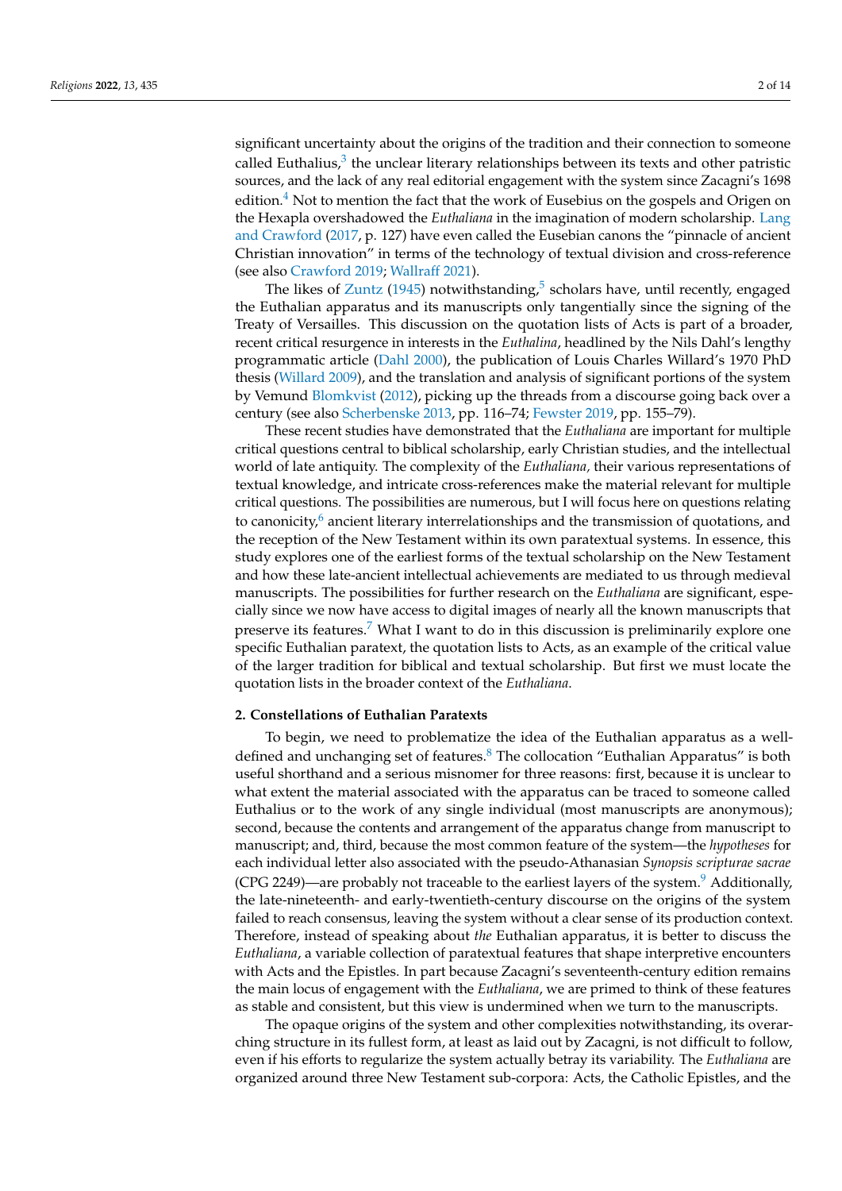significant uncertainty about the origins of the tradition and their connection to someone called Euthalius,[3] the unclear literary relationships between its texts and other patristic sources, and the lack of any real editorial engagement with the system since Zacagni's 1698 edition.[4] Not to mention the fact that the work of Eusebius on the gospels and Origen on the Hexapla overshadowed the *Euthaliana* in the imagination of modern scholarship. Lang and Crawford (2017, p. 127) have even called the Eusebian canons the "pinnacle of ancient Christian innovation" in terms of the technology of textual division and cross-reference (see also Crawford 2019; Wallraff 2021).

The likes of Zuntz (1945) notwithstanding,[5] scholars have, until recently, engaged the Euthalian apparatus and its manuscripts only tangentially since the signing of the Treaty of Versailles. This discussion on the quotation lists of Acts is part of a broader, recent critical resurgence in interests in the *Euthalina*, headlined by the Nils Dahl's lengthy programmatic article (Dahl 2000), the publication of Louis Charles Willard's 1970 PhD thesis (Willard 2009), and the translation and analysis of significant portions of the system by Vemund Blomkvist (2012), picking up the threads from a discourse going back over a century (see also Scherbenske 2013, pp. 116–74; Fewster 2019, pp. 155–79).

These recent studies have demonstrated that the *Euthaliana* are important for multiple critical questions central to biblical scholarship, early Christian studies, and the intellectual world of late antiquity. The complexity of the *Euthaliana,* their various representations of textual knowledge, and intricate cross-references make the material relevant for multiple critical questions. The possibilities are numerous, but I will focus here on questions relating to canonicity,[6] ancient literary interrelationships and the transmission of quotations, and the reception of the New Testament within its own paratextual systems. In essence, this study explores one of the earliest forms of the textual scholarship on the New Testament and how these late-ancient intellectual achievements are mediated to us through medieval manuscripts. The possibilities for further research on the *Euthaliana* are significant, especially since we now have access to digital images of nearly all the known manuscripts that preserve its features.[7] What I want to do in this discussion is preliminarily explore one specific Euthalian paratext, the quotation lists to Acts, as an example of the critical value of the larger tradition for biblical and textual scholarship. But first we must locate the quotation lists in the broader context of the *Euthaliana*.

## 2. Constellations of Euthalian Paratexts

To begin, we need to problematize the idea of the Euthalian apparatus as a well-defined and unchanging set of features.[8] The collocation "Euthalian Apparatus" is both useful shorthand and a serious misnomer for three reasons: first, because it is unclear to what extent the material associated with the apparatus can be traced to someone called Euthalius or to the work of any single individual (most manuscripts are anonymous); second, because the contents and arrangement of the apparatus change from manuscript to manuscript; and, third, because the most common feature of the system—the *hypotheses* for each individual letter also associated with the pseudo-Athanasian *Synopsis scripturae sacrae* (CPG 2249)—are probably not traceable to the earliest layers of the system.[9] Additionally, the late-nineteenth- and early-twentieth-century discourse on the origins of the system failed to reach consensus, leaving the system without a clear sense of its production context. Therefore, instead of speaking about *the* Euthalian apparatus, it is better to discuss the *Euthaliana*, a variable collection of paratextual features that shape interpretive encounters with Acts and the Epistles. In part because Zacagni's seventeenth-century edition remains the main locus of engagement with the *Euthaliana*, we are primed to think of these features as stable and consistent, but this view is undermined when we turn to the manuscripts.

The opaque origins of the system and other complexities notwithstanding, its overarching structure in its fullest form, at least as laid out by Zacagni, is not difficult to follow, even if his efforts to regularize the system actually betray its variability. The *Euthaliana* are organized around three New Testament sub-corpora: Acts, the Catholic Epistles, and the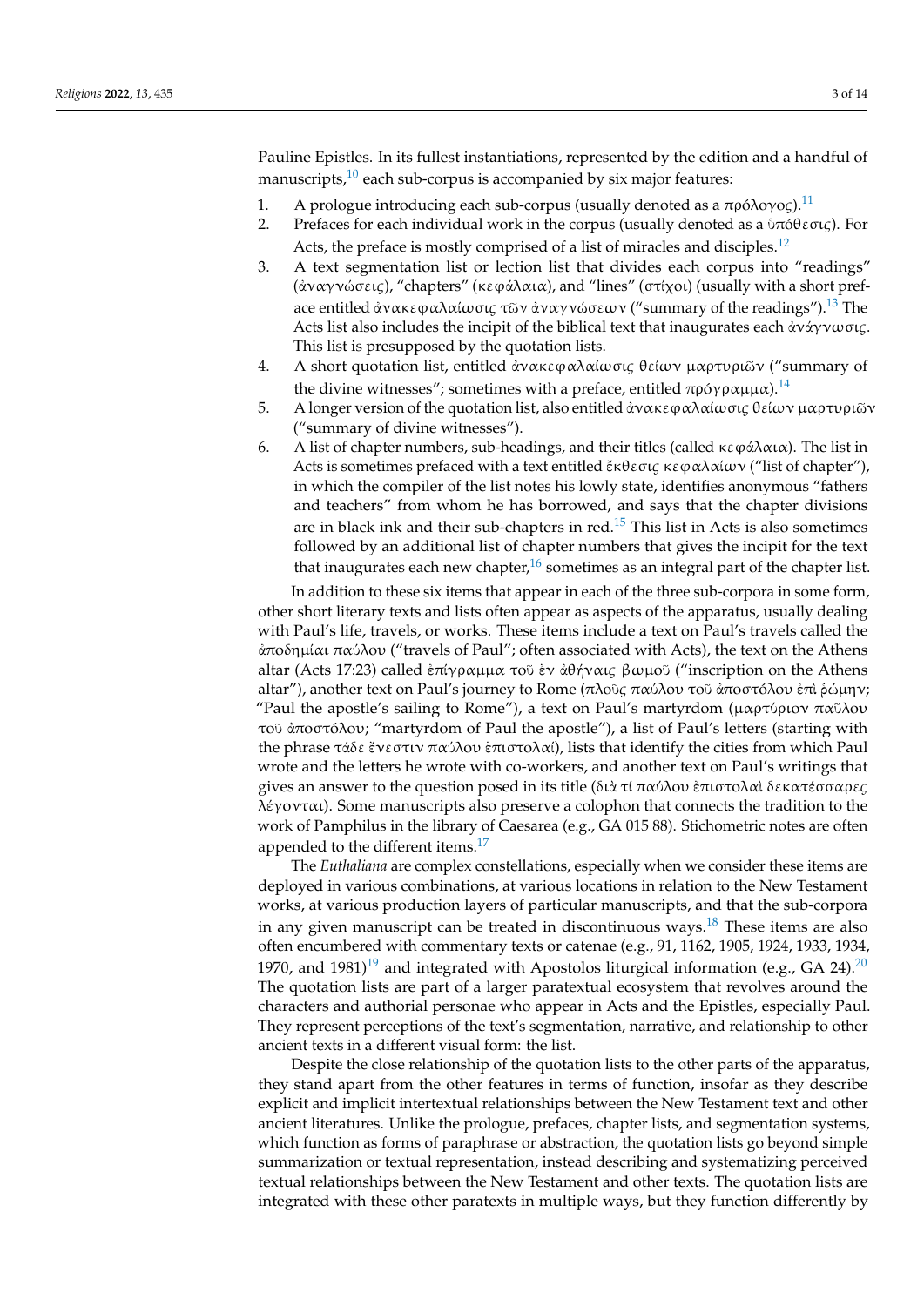Pauline Epistles. In its fullest instantiations, represented by the edition and a handful of manuscripts,[10] each sub-corpus is accompanied by six major features:

1. A prologue introducing each sub-corpus (usually denoted as a πρόλογος).[11]
2. Prefaces for each individual work in the corpus (usually denoted as a ὑπόθεσις). For Acts, the preface is mostly comprised of a list of miracles and disciples.[12]
3. A text segmentation list or lection list that divides each corpus into "readings" (ἀναγνώσεις), "chapters" (κεφάλαια), and "lines" (στίχοι) (usually with a short preface entitled ἀνακεφαλαίωσις τῶν ἀναγνώσεων ("summary of the readings").[13] The Acts list also includes the incipit of the biblical text that inaugurates each ἀνάγνωσις. This list is presupposed by the quotation lists.
4. A short quotation list, entitled ἀνακεφαλαίωσις θείων μαρτυριῶν ("summary of the divine witnesses"; sometimes with a preface, entitled πρόγραμμα).[14]
5. A longer version of the quotation list, also entitled ἀνακεφαλαίωσις θείων μαρτυριῶν ("summary of divine witnesses").
6. A list of chapter numbers, sub-headings, and their titles (called κεφάλαια). The list in Acts is sometimes prefaced with a text entitled ἔκθεσις κεφαλαίων ("list of chapter"), in which the compiler of the list notes his lowly state, identifies anonymous "fathers and teachers" from whom he has borrowed, and says that the chapter divisions are in black ink and their sub-chapters in red.[15] This list in Acts is also sometimes followed by an additional list of chapter numbers that gives the incipit for the text that inaugurates each new chapter,[16] sometimes as an integral part of the chapter list.

In addition to these six items that appear in each of the three sub-corpora in some form, other short literary texts and lists often appear as aspects of the apparatus, usually dealing with Paul's life, travels, or works. These items include a text on Paul's travels called the ἀποδημίαι παύλου ("travels of Paul"; often associated with Acts), the text on the Athens altar (Acts 17:23) called ἐπίγραμμα τοῦ ἐν ἀθήναις βωμοῦ ("inscription on the Athens altar"), another text on Paul's journey to Rome (πλοῦς παύλου τοῦ ἀποστόλου ἐπὶ ῥώμην; "Paul the apostle's sailing to Rome"), a text on Paul's martyrdom (μαρτύριον παῦλου τοῦ ἀποστόλου; "martyrdom of Paul the apostle"), a list of Paul's letters (starting with the phrase τάδε ἔνεστιν παύλου ἐπιστολαί), lists that identify the cities from which Paul wrote and the letters he wrote with co-workers, and another text on Paul's writings that gives an answer to the question posed in its title (διὰ τί παύλου ἐπιστολαὶ δεκατέσσαρες λέγονται). Some manuscripts also preserve a colophon that connects the tradition to the work of Pamphilus in the library of Caesarea (e.g., GA 015 88). Stichometric notes are often appended to the different items.[17]

The *Euthaliana* are complex constellations, especially when we consider these items are deployed in various combinations, at various locations in relation to the New Testament works, at various production layers of particular manuscripts, and that the sub-corpora in any given manuscript can be treated in discontinuous ways.[18] These items are also often encumbered with commentary texts or catenae (e.g., 91, 1162, 1905, 1924, 1933, 1934, 1970, and 1981)[19] and integrated with Apostolos liturgical information (e.g., GA 24).[20] The quotation lists are part of a larger paratextual ecosystem that revolves around the characters and authorial personae who appear in Acts and the Epistles, especially Paul. They represent perceptions of the text's segmentation, narrative, and relationship to other ancient texts in a different visual form: the list.

Despite the close relationship of the quotation lists to the other parts of the apparatus, they stand apart from the other features in terms of function, insofar as they describe explicit and implicit intertextual relationships between the New Testament text and other ancient literatures. Unlike the prologue, prefaces, chapter lists, and segmentation systems, which function as forms of paraphrase or abstraction, the quotation lists go beyond simple summarization or textual representation, instead describing and systematizing perceived textual relationships between the New Testament and other texts. The quotation lists are integrated with these other paratexts in multiple ways, but they function differently by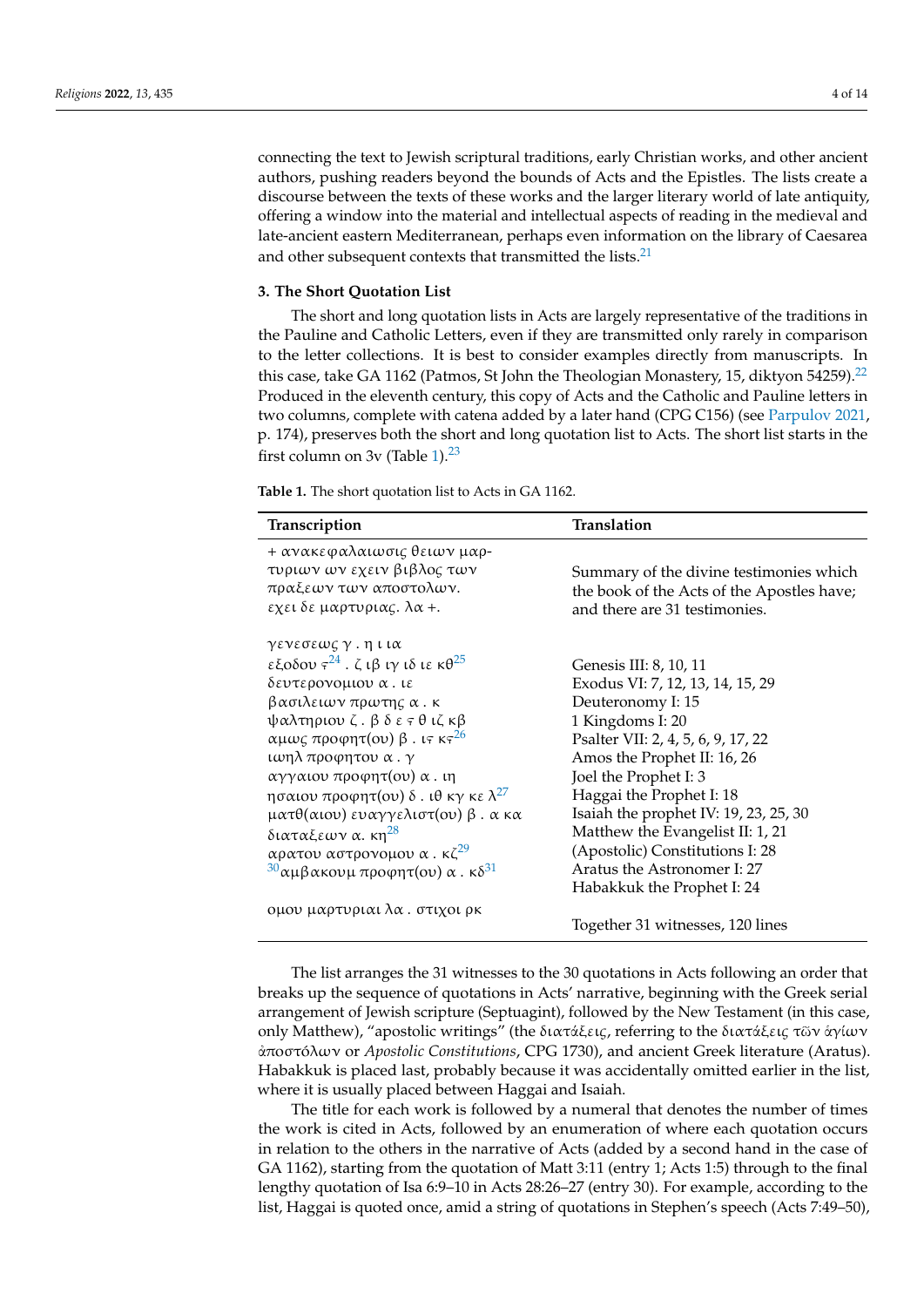connecting the text to Jewish scriptural traditions, early Christian works, and other ancient authors, pushing readers beyond the bounds of Acts and the Epistles. The lists create a discourse between the texts of these works and the larger literary world of late antiquity, offering a window into the material and intellectual aspects of reading in the medieval and late-ancient eastern Mediterranean, perhaps even information on the library of Caesarea and other subsequent contexts that transmitted the lists.[21]

## 3. The Short Quotation List

The short and long quotation lists in Acts are largely representative of the traditions in the Pauline and Catholic Letters, even if they are transmitted only rarely in comparison to the letter collections. It is best to consider examples directly from manuscripts. In this case, take GA 1162 (Patmos, St John the Theologian Monastery, 15, diktyon 54259).[22] Produced in the eleventh century, this copy of Acts and the Catholic and Pauline letters in two columns, complete with catena added by a later hand (CPG C156) (see Parpulov 2021, p. 174), preserves both the short and long quotation list to Acts. The short list starts in the first column on 3v (Table 1).[23]

**Table 1.** The short quotation list to Acts in GA 1162.

| Transcription | Translation |
|---|---|
| + ανακεφαλαιωσις θειων μαρ-τυριων ων εχειν βιβλος των πραξεων των αποστολων. εχει δε μαρτυριας. λα +. | Summary of the divine testimonies which the book of the Acts of the Apostles have; and there are 31 testimonies. |
| γενεσεως γ . η ι ια | Genesis III: 8, 10, 11 |
| εξοδου ϛ[24] . ζ ιβ ιγ ιδ ιε κθ[25] | Exodus VI: 7, 12, 13, 14, 15, 29 |
| δευτερονομιου α . ιε | Deuteronomy I: 15 |
| βασιλειων πρωτης α . κ | 1 Kingdoms I: 20 |
| ψαλτηριου ζ . β δ ε ϛ θ ιζ κβ | Psalter VII: 2, 4, 5, 6, 9, 17, 22 |
| αμως προφητ(ου) β . ιϛ κϛ[26] | Amos the Prophet II: 16, 26 |
| ιωηλ προφητου α . γ | Joel the Prophet I: 3 |
| αγγαιου προφητ(ου) α . ιη | Haggai the Prophet I: 18 |
| ησαιου προφητ(ου) δ . ιθ κγ κε λ[27] | Isaiah the prophet IV: 19, 23, 25, 30 |
| ματθ(αιου) ευαγγελιστ(ου) β . α κα | Matthew the Evangelist II: 1, 21 |
| διαταξεων α. κη[28] | (Apostolic) Constitutions I: 28 |
| αρατου αστρονομου α . κζ[29] | Aratus the Astronomer I: 27 |
| [30]αμβακουμ προφητ(ου) α . κδ[31] | Habakkuk the Prophet I: 24 |
| ομου μαρτυριαι λα . στιχοι ρκ | Together 31 witnesses, 120 lines |

The list arranges the 31 witnesses to the 30 quotations in Acts following an order that breaks up the sequence of quotations in Acts' narrative, beginning with the Greek serial arrangement of Jewish scripture (Septuagint), followed by the New Testament (in this case, only Matthew), "apostolic writings" (the διατάξεις, referring to the διατάξεις τῶν ἁγίων ἀποστόλων or *Apostolic Constitutions*, CPG 1730), and ancient Greek literature (Aratus). Habakkuk is placed last, probably because it was accidentally omitted earlier in the list, where it is usually placed between Haggai and Isaiah.

The title for each work is followed by a numeral that denotes the number of times the work is cited in Acts, followed by an enumeration of where each quotation occurs in relation to the others in the narrative of Acts (added by a second hand in the case of GA 1162), starting from the quotation of Matt 3:11 (entry 1; Acts 1:5) through to the final lengthy quotation of Isa 6:9–10 in Acts 28:26–27 (entry 30). For example, according to the list, Haggai is quoted once, amid a string of quotations in Stephen's speech (Acts 7:49–50),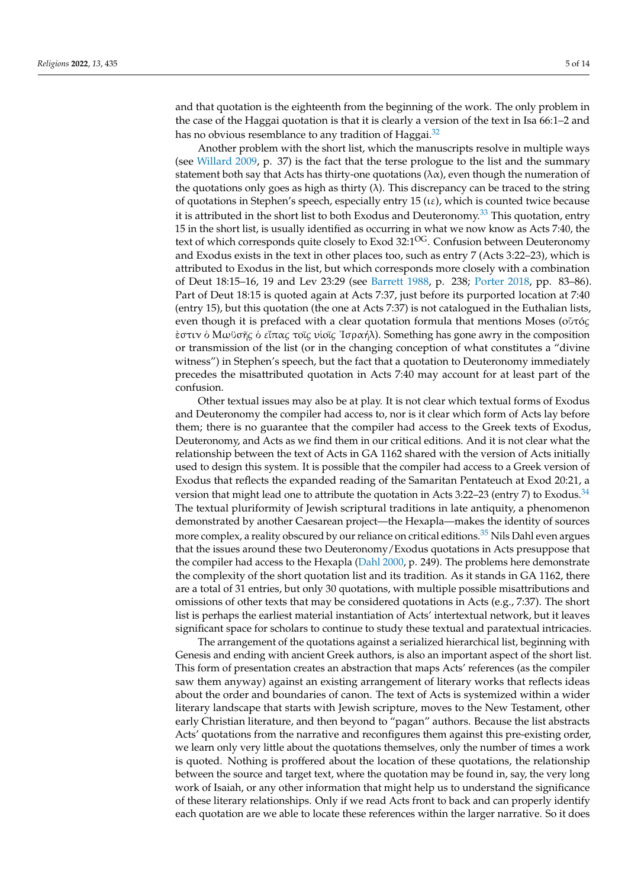and that quotation is the eighteenth from the beginning of the work. The only problem in the case of the Haggai quotation is that it is clearly a version of the text in Isa 66:1–2 and has no obvious resemblance to any tradition of Haggai.[32]

Another problem with the short list, which the manuscripts resolve in multiple ways (see Willard 2009, p. 37) is the fact that the terse prologue to the list and the summary statement both say that Acts has thirty-one quotations (λα), even though the numeration of the quotations only goes as high as thirty (λ). This discrepancy can be traced to the string of quotations in Stephen's speech, especially entry 15 (ιε), which is counted twice because it is attributed in the short list to both Exodus and Deuteronomy.[33] This quotation, entry 15 in the short list, is usually identified as occurring in what we now know as Acts 7:40, the text of which corresponds quite closely to Exod 32:1$^{OG}$. Confusion between Deuteronomy and Exodus exists in the text in other places too, such as entry 7 (Acts 3:22–23), which is attributed to Exodus in the list, but which corresponds more closely with a combination of Deut 18:15–16, 19 and Lev 23:29 (see Barrett 1988, p. 238; Porter 2018, pp. 83–86). Part of Deut 18:15 is quoted again at Acts 7:37, just before its purported location at 7:40 (entry 15), but this quotation (the one at Acts 7:37) is not catalogued in the Euthalian lists, even though it is prefaced with a clear quotation formula that mentions Moses (οὗτός ἐστιν ὁ Μωϋσῆς ὁ εἴπας τοῖς υἱοῖς Ἰσραήλ). Something has gone awry in the composition or transmission of the list (or in the changing conception of what constitutes a "divine witness") in Stephen's speech, but the fact that a quotation to Deuteronomy immediately precedes the misattributed quotation in Acts 7:40 may account for at least part of the confusion.

Other textual issues may also be at play. It is not clear which textual forms of Exodus and Deuteronomy the compiler had access to, nor is it clear which form of Acts lay before them; there is no guarantee that the compiler had access to the Greek texts of Exodus, Deuteronomy, and Acts as we find them in our critical editions. And it is not clear what the relationship between the text of Acts in GA 1162 shared with the version of Acts initially used to design this system. It is possible that the compiler had access to a Greek version of Exodus that reflects the expanded reading of the Samaritan Pentateuch at Exod 20:21, a version that might lead one to attribute the quotation in Acts 3:22–23 (entry 7) to Exodus.[34] The textual pluriformity of Jewish scriptural traditions in late antiquity, a phenomenon demonstrated by another Caesarean project—the Hexapla—makes the identity of sources more complex, a reality obscured by our reliance on critical editions.[35] Nils Dahl even argues that the issues around these two Deuteronomy/Exodus quotations in Acts presuppose that the compiler had access to the Hexapla (Dahl 2000, p. 249). The problems here demonstrate the complexity of the short quotation list and its tradition. As it stands in GA 1162, there are a total of 31 entries, but only 30 quotations, with multiple possible misattributions and omissions of other texts that may be considered quotations in Acts (e.g., 7:37). The short list is perhaps the earliest material instantiation of Acts' intertextual network, but it leaves significant space for scholars to continue to study these textual and paratextual intricacies.

The arrangement of the quotations against a serialized hierarchical list, beginning with Genesis and ending with ancient Greek authors, is also an important aspect of the short list. This form of presentation creates an abstraction that maps Acts' references (as the compiler saw them anyway) against an existing arrangement of literary works that reflects ideas about the order and boundaries of canon. The text of Acts is systemized within a wider literary landscape that starts with Jewish scripture, moves to the New Testament, other early Christian literature, and then beyond to "pagan" authors. Because the list abstracts Acts' quotations from the narrative and reconfigures them against this pre-existing order, we learn only very little about the quotations themselves, only the number of times a work is quoted. Nothing is proffered about the location of these quotations, the relationship between the source and target text, where the quotation may be found in, say, the very long work of Isaiah, or any other information that might help us to understand the significance of these literary relationships. Only if we read Acts front to back and can properly identify each quotation are we able to locate these references within the larger narrative. So it does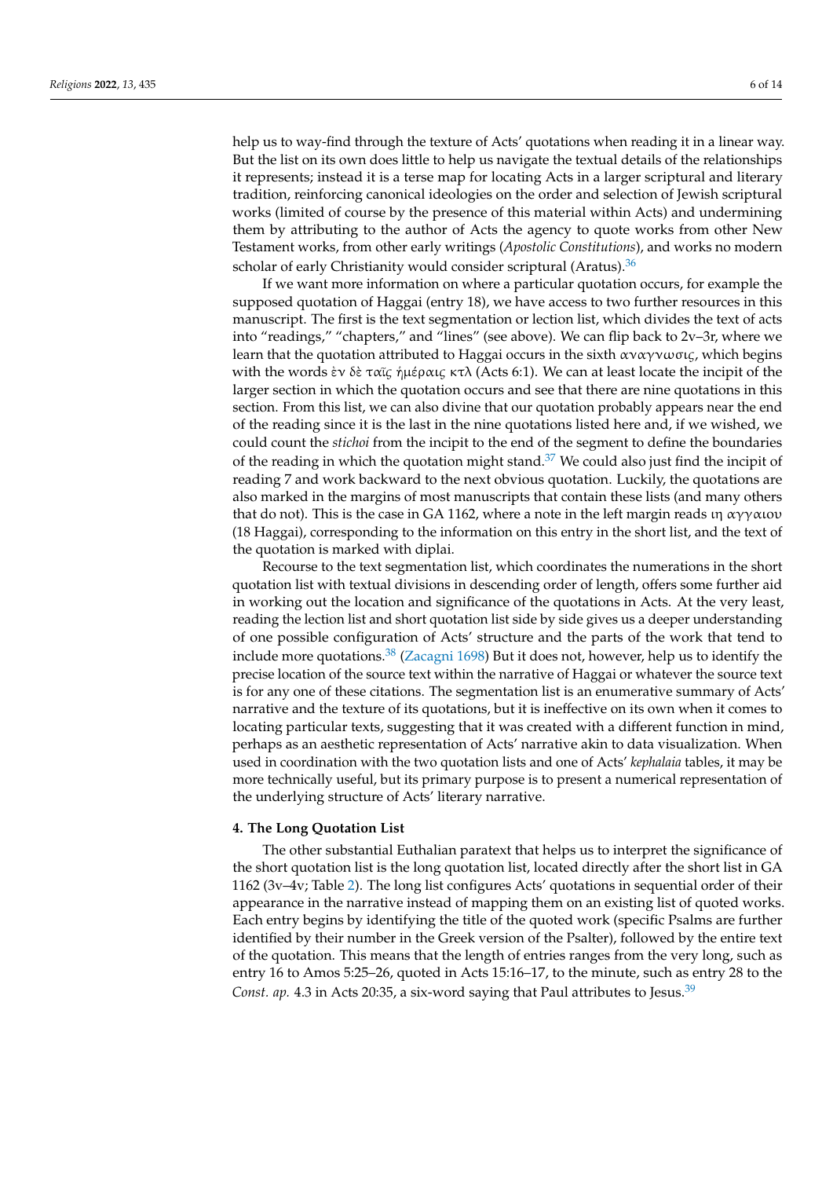help us to way-find through the texture of Acts' quotations when reading it in a linear way. But the list on its own does little to help us navigate the textual details of the relationships it represents; instead it is a terse map for locating Acts in a larger scriptural and literary tradition, reinforcing canonical ideologies on the order and selection of Jewish scriptural works (limited of course by the presence of this material within Acts) and undermining them by attributing to the author of Acts the agency to quote works from other New Testament works, from other early writings (*Apostolic Constitutions*), and works no modern scholar of early Christianity would consider scriptural (Aratus).[36]

If we want more information on where a particular quotation occurs, for example the supposed quotation of Haggai (entry 18), we have access to two further resources in this manuscript. The first is the text segmentation or lection list, which divides the text of acts into "readings," "chapters," and "lines" (see above). We can flip back to 2v–3r, where we learn that the quotation attributed to Haggai occurs in the sixth αναγνωσις, which begins with the words ἐν δὲ ταῖς ἡμέραις κτλ (Acts 6:1). We can at least locate the incipit of the larger section in which the quotation occurs and see that there are nine quotations in this section. From this list, we can also divine that our quotation probably appears near the end of the reading since it is the last in the nine quotations listed here and, if we wished, we could count the *stichoi* from the incipit to the end of the segment to define the boundaries of the reading in which the quotation might stand.[37] We could also just find the incipit of reading 7 and work backward to the next obvious quotation. Luckily, the quotations are also marked in the margins of most manuscripts that contain these lists (and many others that do not). This is the case in GA 1162, where a note in the left margin reads ιη αγγαιου (18 Haggai), corresponding to the information on this entry in the short list, and the text of the quotation is marked with diplai.

Recourse to the text segmentation list, which coordinates the numerations in the short quotation list with textual divisions in descending order of length, offers some further aid in working out the location and significance of the quotations in Acts. At the very least, reading the lection list and short quotation list side by side gives us a deeper understanding of one possible configuration of Acts' structure and the parts of the work that tend to include more quotations.[38] (Zacagni 1698) But it does not, however, help us to identify the precise location of the source text within the narrative of Haggai or whatever the source text is for any one of these citations. The segmentation list is an enumerative summary of Acts' narrative and the texture of its quotations, but it is ineffective on its own when it comes to locating particular texts, suggesting that it was created with a different function in mind, perhaps as an aesthetic representation of Acts' narrative akin to data visualization. When used in coordination with the two quotation lists and one of Acts' *kephalaia* tables, it may be more technically useful, but its primary purpose is to present a numerical representation of the underlying structure of Acts' literary narrative.

## 4. The Long Quotation List

The other substantial Euthalian paratext that helps us to interpret the significance of the short quotation list is the long quotation list, located directly after the short list in GA 1162 (3v–4v; Table 2). The long list configures Acts' quotations in sequential order of their appearance in the narrative instead of mapping them on an existing list of quoted works. Each entry begins by identifying the title of the quoted work (specific Psalms are further identified by their number in the Greek version of the Psalter), followed by the entire text of the quotation. This means that the length of entries ranges from the very long, such as entry 16 to Amos 5:25–26, quoted in Acts 15:16–17, to the minute, such as entry 28 to the *Const. ap.* 4.3 in Acts 20:35, a six-word saying that Paul attributes to Jesus.[39]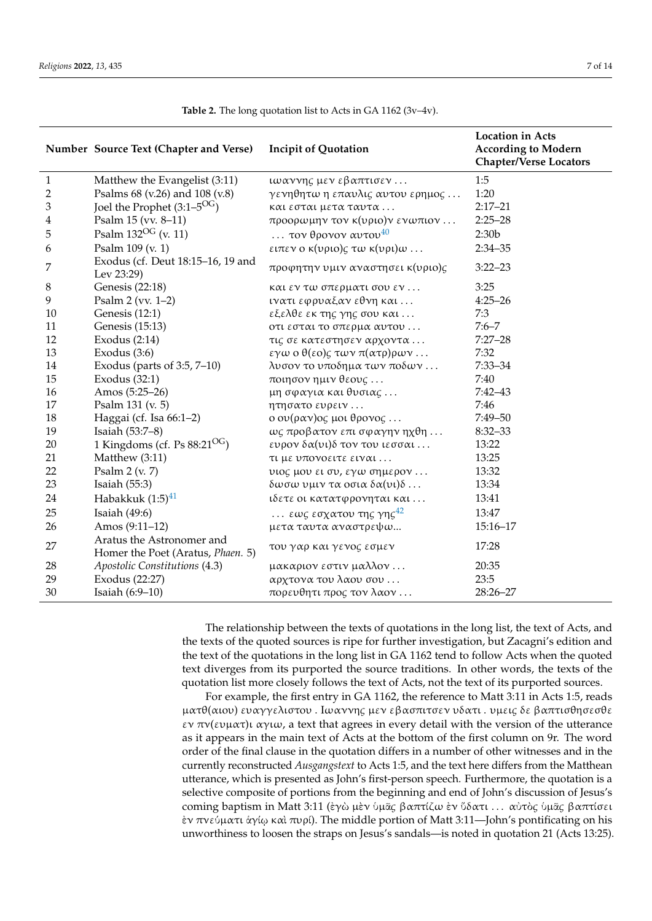**Table 2.** The long quotation list to Acts in GA 1162 (3v–4v).

| Number | Source Text (Chapter and Verse) | Incipit of Quotation | Location in Acts According to Modern Chapter/Verse Locators |
|---|---|---|---|
| 1 | Matthew the Evangelist (3:11) | ιωαννης μεν εβαπτισεν … | 1:5 |
| 2 | Psalms 68 (v.26) and 108 (v.8) | γενηθητω η επαυλις αυτου ερημος … | 1:20 |
| 3 | Joel the Prophet (3:1–5$^{OG}$) | και εσται μετα ταυτα … | 2:17–21 |
| 4 | Psalm 15 (vv. 8–11) | προορωμην τον κ(υριο)ν ενωπιον … | 2:25–28 |
| 5 | Psalm 132$^{OG}$ (v. 11) | … τον θρονον αυτου[40] | 2:30b |
| 6 | Psalm 109 (v. 1) | ειπεν ο κ(υριο)ς τω κ(υρι)ω … | 2:34–35 |
| 7 | Exodus (cf. Deut 18:15–16, 19 and Lev 23:29) | προφητην υμιν αναστησει κ(υριο)ς | 3:22–23 |
| 8 | Genesis (22:18) | και εν τω σπερματι σου εν … | 3:25 |
| 9 | Psalm 2 (vv. 1–2) | ινατι εφρυαξαν εθνη και … | 4:25–26 |
| 10 | Genesis (12:1) | εξελθε εκ της γης σου και … | 7:3 |
| 11 | Genesis (15:13) | οτι εσται το σπερμα αυτου … | 7:6–7 |
| 12 | Exodus (2:14) | τις σε κατεστησεν αρχοντα … | 7:27–28 |
| 13 | Exodus (3:6) | εγω ο θ(εο)ς των π(ατρ)ρων … | 7:32 |
| 14 | Exodus (parts of 3:5, 7–10) | λυσον το υποδημα των ποδων … | 7:33–34 |
| 15 | Exodus (32:1) | ποιησον ημιν θεους … | 7:40 |
| 16 | Amos (5:25–26) | μη σφαγια και θυσιας … | 7:42–43 |
| 17 | Psalm 131 (v. 5) | ητησατο ευρειν … | 7:46 |
| 18 | Haggai (cf. Isa 66:1–2) | ο ου(ραν)ος μοι θρονος … | 7:49–50 |
| 19 | Isaiah (53:7–8) | ως προβατον επι σφαγην ηχθη … | 8:32–33 |
| 20 | 1 Kingdoms (cf. Ps 88:21$^{OG}$) | ευρον δα(υι)δ τον του ιεσσαι … | 13:22 |
| 21 | Matthew (3:11) | τι με υπονοειτε ειναι … | 13:25 |
| 22 | Psalm 2 (v. 7) | υιος μου ει συ, εγω σημερον … | 13:32 |
| 23 | Isaiah (55:3) | δωσω υμιν τα οσια δα(υι)δ … | 13:34 |
| 24 | Habakkuk (1:5)[41] | ιδετε οι κατατφρονηται και … | 13:41 |
| 25 | Isaiah (49:6) | … εως εσχατου της γης[42] | 13:47 |
| 26 | Amos (9:11–12) | μετα ταυτα αναστρεψω... | 15:16–17 |
| 27 | Aratus the Astronomer and Homer the Poet (Aratus, *Phaen.* 5) | του γαρ και γενος εσμεν | 17:28 |
| 28 | *Apostolic Constitutions* (4.3) | μακαριον εστιν μαλλον … | 20:35 |
| 29 | Exodus (22:27) | αρχτονα του λαου σου … | 23:5 |
| 30 | Isaiah (6:9–10) | πορευθητι προς τον λαον … | 28:26–27 |

The relationship between the texts of quotations in the long list, the text of Acts, and the texts of the quoted sources is ripe for further investigation, but Zacagni's edition and the text of the quotations in the long list in GA 1162 tend to follow Acts when the quoted text diverges from its purported the source traditions. In other words, the texts of the quotation list more closely follows the text of Acts, not the text of its purported sources.

For example, the first entry in GA 1162, the reference to Matt 3:11 in Acts 1:5, reads ματθ(αιου) ευαγγελιστου . Ιωαννης μεν εβασπιτσεν υδατι . υμεις δε βαπτισθησεσθε εν πν(ευματ)ι αγιω, a text that agrees in every detail with the version of the utterance as it appears in the main text of Acts at the bottom of the first column on 9r. The word order of the final clause in the quotation differs in a number of other witnesses and in the currently reconstructed *Ausgangstext* to Acts 1:5, and the text here differs from the Matthean utterance, which is presented as John's first-person speech. Furthermore, the quotation is a selective composite of portions from the beginning and end of John's discussion of Jesus's coming baptism in Matt 3:11 (ἐγὼ μὲν ὑμᾶς βαπτίζω ἐν ὕδατι … αὐτὸς ὑμᾶς βαπτίσει ἐν πνεύματι ἁγίῳ καὶ πυρί). The middle portion of Matt 3:11—John's pontificating on his unworthiness to loosen the straps on Jesus's sandals—is noted in quotation 21 (Acts 13:25).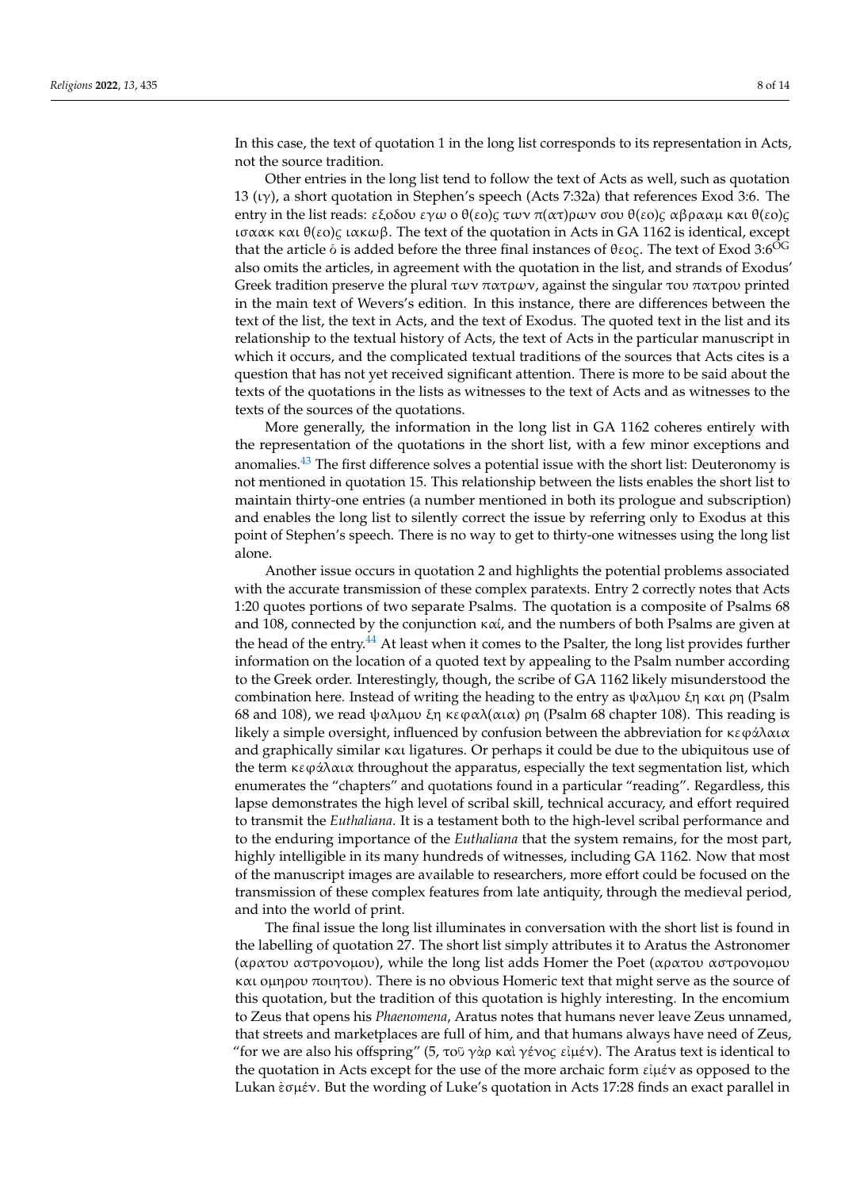In this case, the text of quotation 1 in the long list corresponds to its representation in Acts, not the source tradition.

Other entries in the long list tend to follow the text of Acts as well, such as quotation 13 (ιγ), a short quotation in Stephen's speech (Acts 7:32a) that references Exod 3:6. The entry in the list reads: εξοδου εγω ο θ(εο)ς των π(ατ)ρων σου θ(εο)ς αβρααμ και θ(εο)ς ισαακ και θ(εο)ς ιακωβ. The text of the quotation in Acts in GA 1162 is identical, except that the article ὁ is added before the three final instances of θεος. The text of Exod 3:6$^{OG}$ also omits the articles, in agreement with the quotation in the list, and strands of Exodus' Greek tradition preserve the plural των πατρων, against the singular του πατρου printed in the main text of Wevers's edition. In this instance, there are differences between the text of the list, the text in Acts, and the text of Exodus. The quoted text in the list and its relationship to the textual history of Acts, the text of Acts in the particular manuscript in which it occurs, and the complicated textual traditions of the sources that Acts cites is a question that has not yet received significant attention. There is more to be said about the texts of the quotations in the lists as witnesses to the text of Acts and as witnesses to the texts of the sources of the quotations.

More generally, the information in the long list in GA 1162 coheres entirely with the representation of the quotations in the short list, with a few minor exceptions and anomalies.[43] The first difference solves a potential issue with the short list: Deuteronomy is not mentioned in quotation 15. This relationship between the lists enables the short list to maintain thirty-one entries (a number mentioned in both its prologue and subscription) and enables the long list to silently correct the issue by referring only to Exodus at this point of Stephen's speech. There is no way to get to thirty-one witnesses using the long list alone.

Another issue occurs in quotation 2 and highlights the potential problems associated with the accurate transmission of these complex paratexts. Entry 2 correctly notes that Acts 1:20 quotes portions of two separate Psalms. The quotation is a composite of Psalms 68 and 108, connected by the conjunction καί, and the numbers of both Psalms are given at the head of the entry.[44] At least when it comes to the Psalter, the long list provides further information on the location of a quoted text by appealing to the Psalm number according to the Greek order. Interestingly, though, the scribe of GA 1162 likely misunderstood the combination here. Instead of writing the heading to the entry as ψαλμου ξη και ρη (Psalm 68 and 108), we read ψαλμου ξη κεφαλ(αια) ρη (Psalm 68 chapter 108). This reading is likely a simple oversight, influenced by confusion between the abbreviation for κεφάλαια and graphically similar και ligatures. Or perhaps it could be due to the ubiquitous use of the term κεφάλαια throughout the apparatus, especially the text segmentation list, which enumerates the "chapters" and quotations found in a particular "reading". Regardless, this lapse demonstrates the high level of scribal skill, technical accuracy, and effort required to transmit the *Euthaliana*. It is a testament both to the high-level scribal performance and to the enduring importance of the *Euthaliana* that the system remains, for the most part, highly intelligible in its many hundreds of witnesses, including GA 1162. Now that most of the manuscript images are available to researchers, more effort could be focused on the transmission of these complex features from late antiquity, through the medieval period, and into the world of print.

The final issue the long list illuminates in conversation with the short list is found in the labelling of quotation 27. The short list simply attributes it to Aratus the Astronomer (αρατου αστρονομου), while the long list adds Homer the Poet (αρατου αστρονομου και ομηρου ποιητου). There is no obvious Homeric text that might serve as the source of this quotation, but the tradition of this quotation is highly interesting. In the encomium to Zeus that opens his *Phaenomena*, Aratus notes that humans never leave Zeus unnamed, that streets and marketplaces are full of him, and that humans always have need of Zeus, "for we are also his offspring" (5, τοῦ γὰρ καὶ γένος εἰμέν). The Aratus text is identical to the quotation in Acts except for the use of the more archaic form εἰμέν as opposed to the Lukan ἐσμέν. But the wording of Luke's quotation in Acts 17:28 finds an exact parallel in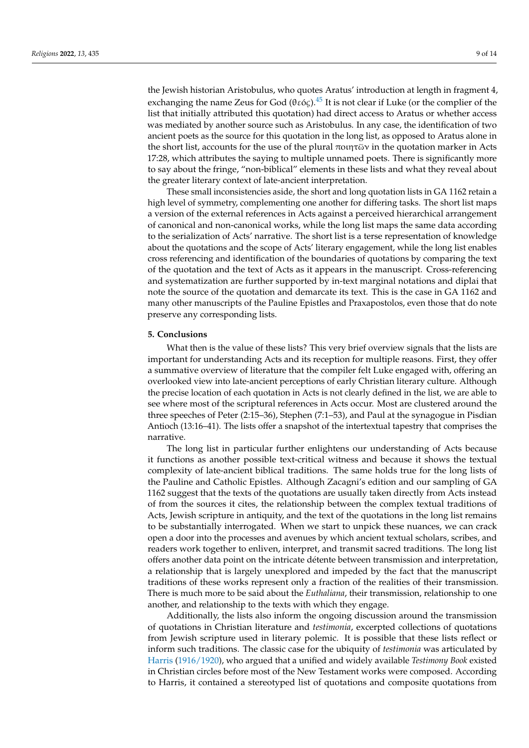the Jewish historian Aristobulus, who quotes Aratus' introduction at length in fragment 4, exchanging the name Zeus for God (θεός).[45] It is not clear if Luke (or the complier of the list that initially attributed this quotation) had direct access to Aratus or whether access was mediated by another source such as Aristobulus. In any case, the identification of two ancient poets as the source for this quotation in the long list, as opposed to Aratus alone in the short list, accounts for the use of the plural ποιητῶν in the quotation marker in Acts 17:28, which attributes the saying to multiple unnamed poets. There is significantly more to say about the fringe, "non-biblical" elements in these lists and what they reveal about the greater literary context of late-ancient interpretation.

These small inconsistencies aside, the short and long quotation lists in GA 1162 retain a high level of symmetry, complementing one another for differing tasks. The short list maps a version of the external references in Acts against a perceived hierarchical arrangement of canonical and non-canonical works, while the long list maps the same data according to the serialization of Acts' narrative. The short list is a terse representation of knowledge about the quotations and the scope of Acts' literary engagement, while the long list enables cross referencing and identification of the boundaries of quotations by comparing the text of the quotation and the text of Acts as it appears in the manuscript. Cross-referencing and systematization are further supported by in-text marginal notations and diplai that note the source of the quotation and demarcate its text. This is the case in GA 1162 and many other manuscripts of the Pauline Epistles and Praxapostolos, even those that do note preserve any corresponding lists.

## 5. Conclusions

What then is the value of these lists? This very brief overview signals that the lists are important for understanding Acts and its reception for multiple reasons. First, they offer a summative overview of literature that the compiler felt Luke engaged with, offering an overlooked view into late-ancient perceptions of early Christian literary culture. Although the precise location of each quotation in Acts is not clearly defined in the list, we are able to see where most of the scriptural references in Acts occur. Most are clustered around the three speeches of Peter (2:15–36), Stephen (7:1–53), and Paul at the synagogue in Pisdian Antioch (13:16–41). The lists offer a snapshot of the intertextual tapestry that comprises the narrative.

The long list in particular further enlightens our understanding of Acts because it functions as another possible text-critical witness and because it shows the textual complexity of late-ancient biblical traditions. The same holds true for the long lists of the Pauline and Catholic Epistles. Although Zacagni's edition and our sampling of GA 1162 suggest that the texts of the quotations are usually taken directly from Acts instead of from the sources it cites, the relationship between the complex textual traditions of Acts, Jewish scripture in antiquity, and the text of the quotations in the long list remains to be substantially interrogated. When we start to unpick these nuances, we can crack open a door into the processes and avenues by which ancient textual scholars, scribes, and readers work together to enliven, interpret, and transmit sacred traditions. The long list offers another data point on the intricate détente between transmission and interpretation, a relationship that is largely unexplored and impeded by the fact that the manuscript traditions of these works represent only a fraction of the realities of their transmission. There is much more to be said about the *Euthaliana*, their transmission, relationship to one another, and relationship to the texts with which they engage.

Additionally, the lists also inform the ongoing discussion around the transmission of quotations in Christian literature and *testimonia*, excerpted collections of quotations from Jewish scripture used in literary polemic. It is possible that these lists reflect or inform such traditions. The classic case for the ubiquity of *testimonia* was articulated by Harris (1916/1920), who argued that a unified and widely available *Testimony Book* existed in Christian circles before most of the New Testament works were composed. According to Harris, it contained a stereotyped list of quotations and composite quotations from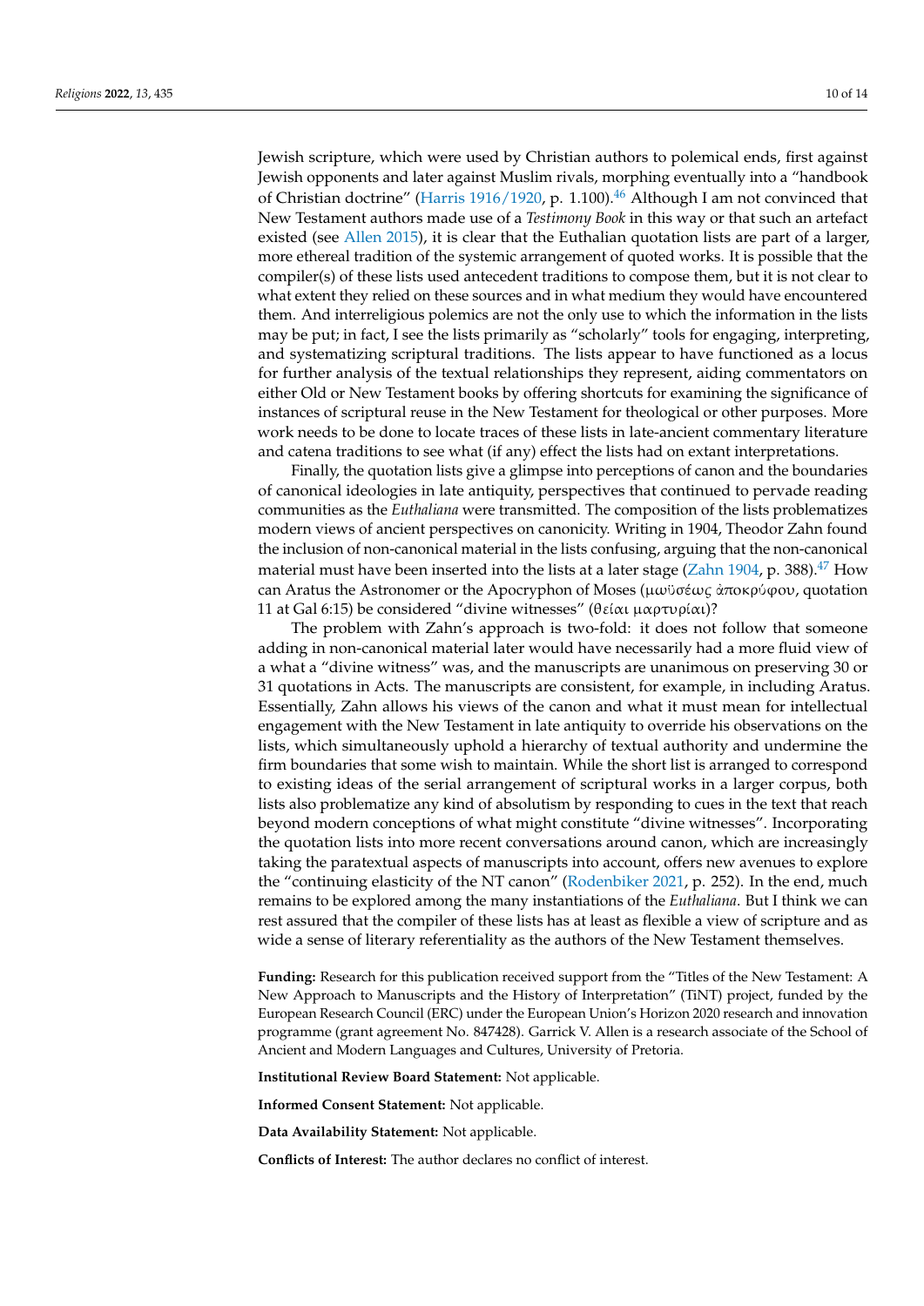Jewish scripture, which were used by Christian authors to polemical ends, first against Jewish opponents and later against Muslim rivals, morphing eventually into a "handbook of Christian doctrine" (Harris 1916/1920, p. 1.100).[46] Although I am not convinced that New Testament authors made use of a *Testimony Book* in this way or that such an artefact existed (see Allen 2015), it is clear that the Euthalian quotation lists are part of a larger, more ethereal tradition of the systemic arrangement of quoted works. It is possible that the compiler(s) of these lists used antecedent traditions to compose them, but it is not clear to what extent they relied on these sources and in what medium they would have encountered them. And interreligious polemics are not the only use to which the information in the lists may be put; in fact, I see the lists primarily as "scholarly" tools for engaging, interpreting, and systematizing scriptural traditions. The lists appear to have functioned as a locus for further analysis of the textual relationships they represent, aiding commentators on either Old or New Testament books by offering shortcuts for examining the significance of instances of scriptural reuse in the New Testament for theological or other purposes. More work needs to be done to locate traces of these lists in late-ancient commentary literature and catena traditions to see what (if any) effect the lists had on extant interpretations.

Finally, the quotation lists give a glimpse into perceptions of canon and the boundaries of canonical ideologies in late antiquity, perspectives that continued to pervade reading communities as the *Euthaliana* were transmitted. The composition of the lists problematizes modern views of ancient perspectives on canonicity. Writing in 1904, Theodor Zahn found the inclusion of non-canonical material in the lists confusing, arguing that the non-canonical material must have been inserted into the lists at a later stage (Zahn 1904, p. 388).[47] How can Aratus the Astronomer or the Apocryphon of Moses (μωϋσέως ἀποκρύφου, quotation 11 at Gal 6:15) be considered "divine witnesses" (θείαι μαρτυρίαι)?

The problem with Zahn's approach is two-fold: it does not follow that someone adding in non-canonical material later would have necessarily had a more fluid view of a what a "divine witness" was, and the manuscripts are unanimous on preserving 30 or 31 quotations in Acts. The manuscripts are consistent, for example, in including Aratus. Essentially, Zahn allows his views of the canon and what it must mean for intellectual engagement with the New Testament in late antiquity to override his observations on the lists, which simultaneously uphold a hierarchy of textual authority and undermine the firm boundaries that some wish to maintain. While the short list is arranged to correspond to existing ideas of the serial arrangement of scriptural works in a larger corpus, both lists also problematize any kind of absolutism by responding to cues in the text that reach beyond modern conceptions of what might constitute "divine witnesses". Incorporating the quotation lists into more recent conversations around canon, which are increasingly taking the paratextual aspects of manuscripts into account, offers new avenues to explore the "continuing elasticity of the NT canon" (Rodenbiker 2021, p. 252). In the end, much remains to be explored among the many instantiations of the *Euthaliana*. But I think we can rest assured that the compiler of these lists has at least as flexible a view of scripture and as wide a sense of literary referentiality as the authors of the New Testament themselves.

**Funding:** Research for this publication received support from the "Titles of the New Testament: A New Approach to Manuscripts and the History of Interpretation" (TiNT) project, funded by the European Research Council (ERC) under the European Union's Horizon 2020 research and innovation programme (grant agreement No. 847428). Garrick V. Allen is a research associate of the School of Ancient and Modern Languages and Cultures, University of Pretoria.

**Institutional Review Board Statement:** Not applicable.

**Informed Consent Statement:** Not applicable.

**Data Availability Statement:** Not applicable.

**Conflicts of Interest:** The author declares no conflict of interest.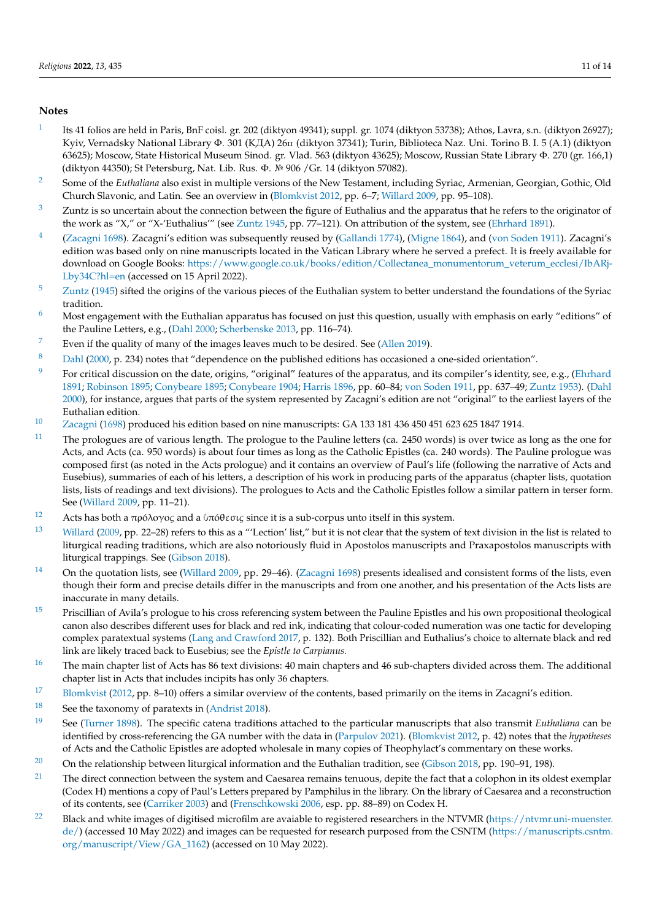## Notes

1. Its 41 folios are held in Paris, BnF coisl. gr. 202 (diktyon 49341); suppl. gr. 1074 (diktyon 53738); Athos, Lavra, s.n. (diktyon 26927); Kyiv, Vernadsky National Library Ф. 301 (КДА) 26п (diktyon 37341); Turin, Biblioteca Naz. Uni. Torino B. I. 5 (A.1) (diktyon 63625); Moscow, State Historical Museum Sinod. gr. Vlad. 563 (diktyon 43625); Moscow, Russian State Library Ф. 270 (gr. 166,1) (diktyon 44350); St Petersburg, Nat. Lib. Rus. Ф. № 906 /Gr. 14 (diktyon 57082).

2. Some of the *Euthaliana* also exist in multiple versions of the New Testament, including Syriac, Armenian, Georgian, Gothic, Old Church Slavonic, and Latin. See an overview in (Blomkvist 2012, pp. 6–7; Willard 2009, pp. 95–108).

3. Zuntz is so uncertain about the connection between the figure of Euthalius and the apparatus that he refers to the originator of the work as "X," or "X-'Euthalius'" (see Zuntz 1945, pp. 77–121). On attribution of the system, see (Ehrhard 1891).

4. (Zacagni 1698). Zacagni's edition was subsequently reused by (Gallandi 1774), (Migne 1864), and (von Soden 1911). Zacagni's edition was based only on nine manuscripts located in the Vatican Library where he served a prefect. It is freely available for download on Google Books: https://www.google.co.uk/books/edition/Collectanea_monumentorum_veterum_ecclesi/IbARj-Lby34C?hl=en (accessed on 15 April 2022).

5. Zuntz (1945) sifted the origins of the various pieces of the Euthalian system to better understand the foundations of the Syriac tradition.

6. Most engagement with the Euthalian apparatus has focused on just this question, usually with emphasis on early "editions" of the Pauline Letters, e.g., (Dahl 2000; Scherbenske 2013, pp. 116–74).

7. Even if the quality of many of the images leaves much to be desired. See (Allen 2019).

8. Dahl (2000, p. 234) notes that "dependence on the published editions has occasioned a one-sided orientation".

9. For critical discussion on the date, origins, "original" features of the apparatus, and its compiler's identity, see, e.g., (Ehrhard 1891; Robinson 1895; Conybeare 1895; Conybeare 1904; Harris 1896, pp. 60–84; von Soden 1911, pp. 637–49; Zuntz 1953). (Dahl 2000), for instance, argues that parts of the system represented by Zacagni's edition are not "original" to the earliest layers of the Euthalian edition.

10. Zacagni (1698) produced his edition based on nine manuscripts: GA 133 181 436 450 451 623 625 1847 1914.

11. The prologues are of various length. The prologue to the Pauline letters (ca. 2450 words) is over twice as long as the one for Acts, and Acts (ca. 950 words) is about four times as long as the Catholic Epistles (ca. 240 words). The Pauline prologue was composed first (as noted in the Acts prologue) and it contains an overview of Paul's life (following the narrative of Acts and Eusebius), summaries of each of his letters, a description of his work in producing parts of the apparatus (chapter lists, quotation lists, lists of readings and text divisions). The prologues to Acts and the Catholic Epistles follow a similar pattern in terser form. See (Willard 2009, pp. 11–21).

12. Acts has both a πρόλογος and a ὑπόθεσις since it is a sub-corpus unto itself in this system.

13. Willard (2009, pp. 22–28) refers to this as a "'Lection' list," but it is not clear that the system of text division in the list is related to liturgical reading traditions, which are also notoriously fluid in Apostolos manuscripts and Praxapostolos manuscripts with liturgical trappings. See (Gibson 2018).

14. On the quotation lists, see (Willard 2009, pp. 29–46). (Zacagni 1698) presents idealised and consistent forms of the lists, even though their form and precise details differ in the manuscripts and from one another, and his presentation of the Acts lists are inaccurate in many details.

15. Priscillian of Avila's prologue to his cross referencing system between the Pauline Epistles and his own propositional theological canon also describes different uses for black and red ink, indicating that colour-coded numeration was one tactic for developing complex paratextual systems (Lang and Crawford 2017, p. 132). Both Priscillian and Euthalius's choice to alternate black and red link are likely traced back to Eusebius; see the *Epistle to Carpianus*.

16. The main chapter list of Acts has 86 text divisions: 40 main chapters and 46 sub-chapters divided across them. The additional chapter list in Acts that includes incipits has only 36 chapters.

17. Blomkvist (2012, pp. 8–10) offers a similar overview of the contents, based primarily on the items in Zacagni's edition.

18. See the taxonomy of paratexts in (Andrist 2018).

19. See (Turner 1898). The specific catena traditions attached to the particular manuscripts that also transmit *Euthaliana* can be identified by cross-referencing the GA number with the data in (Parpulov 2021). (Blomkvist 2012, p. 42) notes that the *hypotheses* of Acts and the Catholic Epistles are adopted wholesale in many copies of Theophylact's commentary on these works.

20. On the relationship between liturgical information and the Euthalian tradition, see (Gibson 2018, pp. 190–91, 198).

21. The direct connection between the system and Caesarea remains tenuous, depite the fact that a colophon in its oldest exemplar (Codex H) mentions a copy of Paul's Letters prepared by Pamphilus in the library. On the library of Caesarea and a reconstruction of its contents, see (Carriker 2003) and (Frenschkowski 2006, esp. pp. 88–89) on Codex H.

22. Black and white images of digitised microfilm are avaiable to registered researchers in the NTVMR (https://ntvmr.uni-muenster.de/) (accessed 10 May 2022) and images can be requested for research purposed from the CSNTM (https://manuscripts.csntm.org/manuscript/View/GA_1162) (accessed on 10 May 2022).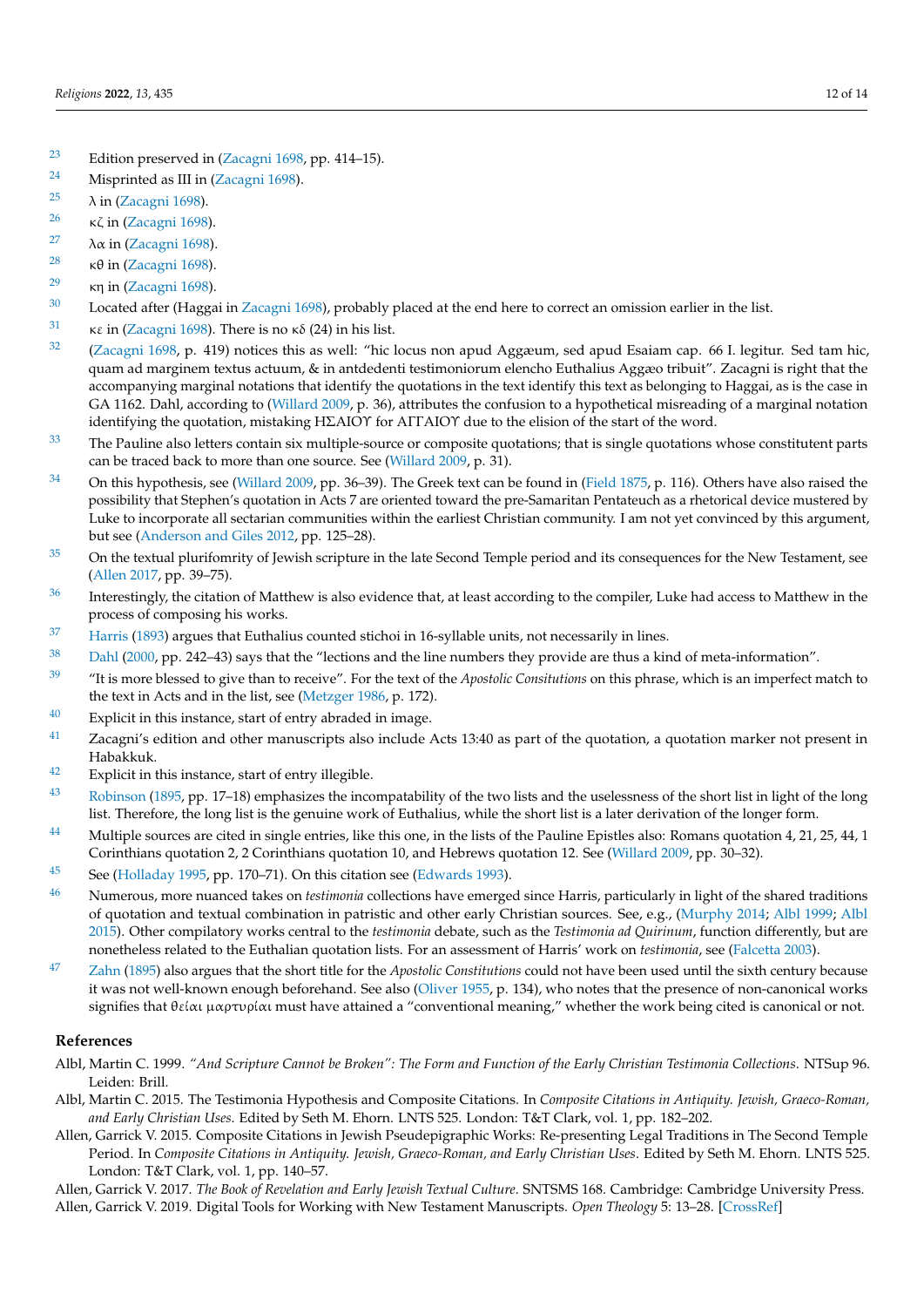23 Edition preserved in (Zacagni 1698, pp. 414–15).

24 Misprinted as III in (Zacagni 1698).

25 λ in (Zacagni 1698).

26 κζ in (Zacagni 1698).

27 λα in (Zacagni 1698).

28 κθ in (Zacagni 1698).

29 κη in (Zacagni 1698).

30 Located after (Haggai in Zacagni 1698), probably placed at the end here to correct an omission earlier in the list.

31 κε in (Zacagni 1698). There is no κδ (24) in his list.

32 (Zacagni 1698, p. 419) notices this as well: "hic locus non apud Aggæum, sed apud Esaiam cap. 66 I. legitur. Sed tam hic, quam ad marginem textus actuum, & in antdedenti testimoniorum elencho Euthalius Aggæo tribuit". Zacagni is right that the accompanying marginal notations that identify the quotations in the text identify this text as belonging to Haggai, as is the case in GA 1162. Dahl, according to (Willard 2009, p. 36), attributes the confusion to a hypothetical misreading of a marginal notation identifying the quotation, mistaking ΗΣΑΙΟΥ for ΑΓΓΑΙΟΥ due to the elision of the start of the word.

33 The Pauline also letters contain six multiple-source or composite quotations; that is single quotations whose constitutent parts can be traced back to more than one source. See (Willard 2009, p. 31).

34 On this hypothesis, see (Willard 2009, pp. 36–39). The Greek text can be found in (Field 1875, p. 116). Others have also raised the possibility that Stephen's quotation in Acts 7 are oriented toward the pre-Samaritan Pentateuch as a rhetorical device mustered by Luke to incorporate all sectarian communities within the earliest Christian community. I am not yet convinced by this argument, but see (Anderson and Giles 2012, pp. 125–28).

35 On the textual plurifomrity of Jewish scripture in the late Second Temple period and its consequences for the New Testament, see (Allen 2017, pp. 39–75).

36 Interestingly, the citation of Matthew is also evidence that, at least according to the compiler, Luke had access to Matthew in the process of composing his works.

37 Harris (1893) argues that Euthalius counted stichoi in 16-syllable units, not necessarily in lines.

38 Dahl (2000, pp. 242–43) says that the "lections and the line numbers they provide are thus a kind of meta-information".

39 "It is more blessed to give than to receive". For the text of the *Apostolic Consitutions* on this phrase, which is an imperfect match to the text in Acts and in the list, see (Metzger 1986, p. 172).

40 Explicit in this instance, start of entry abraded in image.

41 Zacagni's edition and other manuscripts also include Acts 13:40 as part of the quotation, a quotation marker not present in Habakkuk.

42 Explicit in this instance, start of entry illegible.

43 Robinson (1895, pp. 17–18) emphasizes the incompatability of the two lists and the uselessness of the short list in light of the long list. Therefore, the long list is the genuine work of Euthalius, while the short list is a later derivation of the longer form.

44 Multiple sources are cited in single entries, like this one, in the lists of the Pauline Epistles also: Romans quotation 4, 21, 25, 44, 1 Corinthians quotation 2, 2 Corinthians quotation 10, and Hebrews quotation 12. See (Willard 2009, pp. 30–32).

45 See (Holladay 1995, pp. 170–71). On this citation see (Edwards 1993).

46 Numerous, more nuanced takes on *testimonia* collections have emerged since Harris, particularly in light of the shared traditions of quotation and textual combination in patristic and other early Christian sources. See, e.g., (Murphy 2014; Albl 1999; Albl 2015). Other compilatory works central to the *testimonia* debate, such as the *Testimonia ad Quirinum*, function differently, but are nonetheless related to the Euthalian quotation lists. For an assessment of Harris' work on *testimonia*, see (Falcetta 2003).

47 Zahn (1895) also argues that the short title for the *Apostolic Constitutions* could not have been used until the sixth century because it was not well-known enough beforehand. See also (Oliver 1955, p. 134), who notes that the presence of non-canonical works signifies that θείαι μαρτυρίαι must have attained a "conventional meaning," whether the work being cited is canonical or not.

## References

Albl, Martin C. 1999. *"And Scripture Cannot be Broken": The Form and Function of the Early Christian Testimonia Collections*. NTSup 96. Leiden: Brill.

Albl, Martin C. 2015. The Testimonia Hypothesis and Composite Citations. In *Composite Citations in Antiquity. Jewish, Graeco-Roman, and Early Christian Uses*. Edited by Seth M. Ehorn. LNTS 525. London: T&T Clark, vol. 1, pp. 182–202.

Allen, Garrick V. 2015. Composite Citations in Jewish Pseudepigraphic Works: Re-presenting Legal Traditions in The Second Temple Period. In *Composite Citations in Antiquity. Jewish, Graeco-Roman, and Early Christian Uses*. Edited by Seth M. Ehorn. LNTS 525. London: T&T Clark, vol. 1, pp. 140–57.

Allen, Garrick V. 2017. *The Book of Revelation and Early Jewish Textual Culture*. SNTSMS 168. Cambridge: Cambridge University Press.

Allen, Garrick V. 2019. Digital Tools for Working with New Testament Manuscripts. *Open Theology* 5: 13–28. [CrossRef]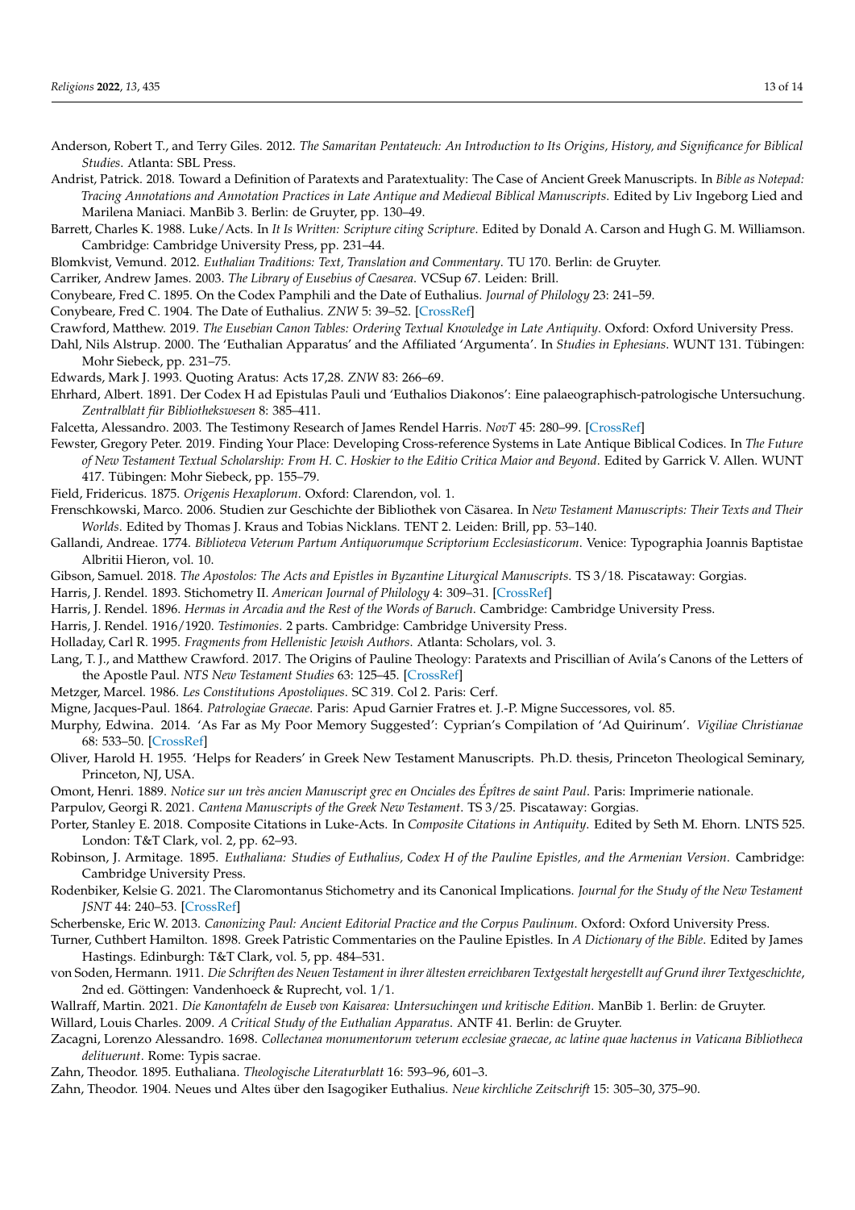Anderson, Robert T., and Terry Giles. 2012. *The Samaritan Pentateuch: An Introduction to Its Origins, History, and Significance for Biblical Studies*. Atlanta: SBL Press.

Andrist, Patrick. 2018. Toward a Definition of Paratexts and Paratextuality: The Case of Ancient Greek Manuscripts. In *Bible as Notepad: Tracing Annotations and Annotation Practices in Late Antique and Medieval Biblical Manuscripts*. Edited by Liv Ingeborg Lied and Marilena Maniaci. ManBib 3. Berlin: de Gruyter, pp. 130–49.

Barrett, Charles K. 1988. Luke/Acts. In *It Is Written: Scripture citing Scripture*. Edited by Donald A. Carson and Hugh G. M. Williamson. Cambridge: Cambridge University Press, pp. 231–44.

Blomkvist, Vemund. 2012. *Euthalian Traditions: Text, Translation and Commentary*. TU 170. Berlin: de Gruyter.

Carriker, Andrew James. 2003. *The Library of Eusebius of Caesarea*. VCSup 67. Leiden: Brill.

Conybeare, Fred C. 1895. On the Codex Pamphili and the Date of Euthalius. *Journal of Philology* 23: 241–59.

Conybeare, Fred C. 1904. The Date of Euthalius. *ZNW* 5: 39–52. [CrossRef]

Crawford, Matthew. 2019. *The Eusebian Canon Tables: Ordering Textual Knowledge in Late Antiquity*. Oxford: Oxford University Press.

Dahl, Nils Alstrup. 2000. The 'Euthalian Apparatus' and the Affiliated 'Argumenta'. In *Studies in Ephesians*. WUNT 131. Tübingen: Mohr Siebeck, pp. 231–75.

Edwards, Mark J. 1993. Quoting Aratus: Acts 17,28. *ZNW* 83: 266–69.

Ehrhard, Albert. 1891. Der Codex H ad Epistulas Pauli und 'Euthalios Diakonos': Eine palaeographisch-patrologische Untersuchung. *Zentralblatt für Bibliothekswesen* 8: 385–411.

Falcetta, Alessandro. 2003. The Testimony Research of James Rendel Harris. *NovT* 45: 280–99. [CrossRef]

Fewster, Gregory Peter. 2019. Finding Your Place: Developing Cross-reference Systems in Late Antique Biblical Codices. In *The Future of New Testament Textual Scholarship: From H. C. Hoskier to the Editio Critica Maior and Beyond*. Edited by Garrick V. Allen. WUNT 417. Tübingen: Mohr Siebeck, pp. 155–79.

Field, Fridericus. 1875. *Origenis Hexaplorum*. Oxford: Clarendon, vol. 1.

Frenschkowski, Marco. 2006. Studien zur Geschichte der Bibliothek von Cäsarea. In *New Testament Manuscripts: Their Texts and Their Worlds*. Edited by Thomas J. Kraus and Tobias Nicklas. TENT 2. Leiden: Brill, pp. 53–140.

Gallandi, Andreae. 1774. *Biblioteva Veterum Partum Antiquorumque Scriptorium Ecclesiasticorum*. Venice: Typographia Joannis Baptistae Albritii Hieron, vol. 10.

Gibson, Samuel. 2018. *The Apostolos: The Acts and Epistles in Byzantine Liturgical Manuscripts*. TS 3/18. Piscataway: Gorgias.

Harris, J. Rendel. 1893. Stichometry II. *American Journal of Philology* 4: 309–31. [CrossRef]

Harris, J. Rendel. 1896. *Hermas in Arcadia and the Rest of the Words of Baruch*. Cambridge: Cambridge University Press.

Harris, J. Rendel. 1916/1920. *Testimonies*. 2 parts. Cambridge: Cambridge University Press.

Holladay, Carl R. 1995. *Fragments from Hellenistic Jewish Authors*. Atlanta: Scholars, vol. 3.

Lang, T. J., and Matthew Crawford. 2017. The Origins of Pauline Theology: Paratexts and Priscillian of Avila's Canons of the Letters of the Apostle Paul. *NTS New Testament Studies* 63: 125–45. [CrossRef]

Metzger, Marcel. 1986. *Les Constitutions Apostoliques*. SC 319. Col 2. Paris: Cerf.

Migne, Jacques-Paul. 1864. *Patrologiae Graecae*. Paris: Apud Garnier Fratres et. J.-P. Migne Successores, vol. 85.

Murphy, Edwina. 2014. 'As Far as My Poor Memory Suggested': Cyprian's Compilation of 'Ad Quirinum'. *Vigiliae Christianae* 68: 533–50. [CrossRef]

Oliver, Harold H. 1955. 'Helps for Readers' in Greek New Testament Manuscripts. Ph.D. thesis, Princeton Theological Seminary, Princeton, NJ, USA.

Omont, Henri. 1889. *Notice sur un très ancien Manuscript grec en Onciales des Épîtres de saint Paul*. Paris: Imprimerie nationale.

Parpulov, Georgi R. 2021. *Cantena Manuscripts of the Greek New Testament*. TS 3/25. Piscataway: Gorgias.

Porter, Stanley E. 2018. Composite Citations in Luke-Acts. In *Composite Citations in Antiquity*. Edited by Seth M. Ehorn. LNTS 525. London: T&T Clark, vol. 2, pp. 62–93.

Robinson, J. Armitage. 1895. *Euthaliana: Studies of Euthalius, Codex H of the Pauline Epistles, and the Armenian Version*. Cambridge: Cambridge University Press.

Rodenbiker, Kelsie G. 2021. The Claromontanus Stichometry and its Canonical Implications. *Journal for the Study of the New Testament JSNT* 44: 240–53. [CrossRef]

Scherbenske, Eric W. 2013. *Canonizing Paul: Ancient Editorial Practice and the Corpus Paulinum*. Oxford: Oxford University Press.

Turner, Cuthbert Hamilton. 1898. Greek Patristic Commentaries on the Pauline Epistles. In *A Dictionary of the Bible*. Edited by James Hastings. Edinburgh: T&T Clark, vol. 5, pp. 484–531.

von Soden, Hermann. 1911. *Die Schriften des Neuen Testament in ihrer ältesten erreichbaren Textgestalt hergestellt auf Grund ihrer Textgeschichte*, 2nd ed. Göttingen: Vandenhoeck & Ruprecht, vol. 1/1.

Wallraff, Martin. 2021. *Die Kanontafeln de Euseb von Kaisarea: Untersuchingen und kritische Edition*. ManBib 1. Berlin: de Gruyter.

Willard, Louis Charles. 2009. *A Critical Study of the Euthalian Apparatus*. ANTF 41. Berlin: de Gruyter.

Zacagni, Lorenzo Alessandro. 1698. *Collectanea monumentorum veterum ecclesiae graecae, ac latine quae hactenus in Vaticana Bibliotheca delituerunt*. Rome: Typis sacrae.

Zahn, Theodor. 1895. Euthaliana. *Theologische Literaturblatt* 16: 593–96, 601–3.

Zahn, Theodor. 1904. Neues und Altes über den Isagogiker Euthalius. *Neue kirchliche Zeitschrift* 15: 305–30, 375–90.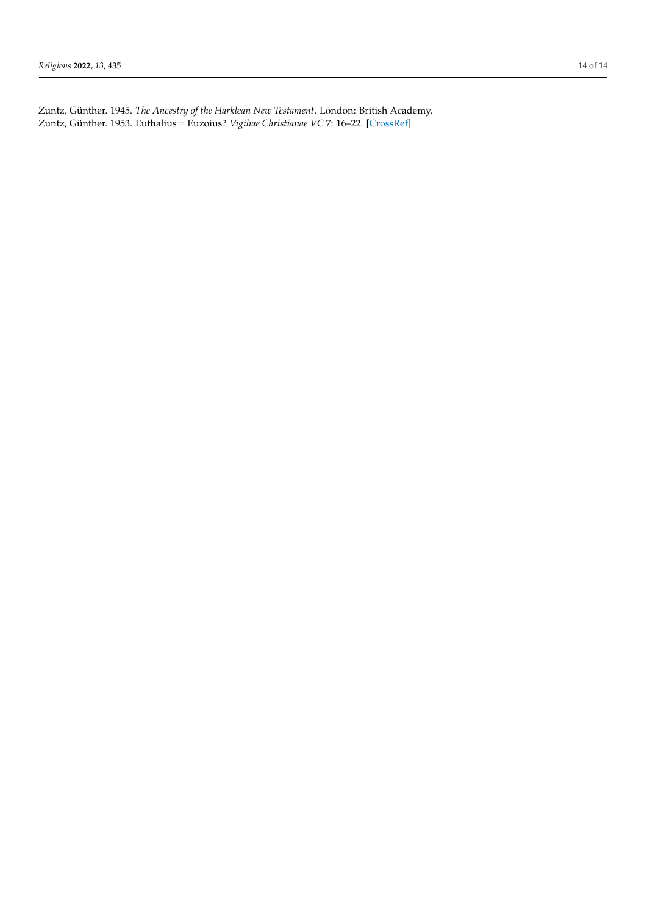Zuntz, Günther. 1945. *The Ancestry of the Harklean New Testament*. London: British Academy.

Zuntz, Günther. 1953. Euthalius = Euzoius? *Vigiliae Christianae VC* 7: 16–22. [CrossRef]